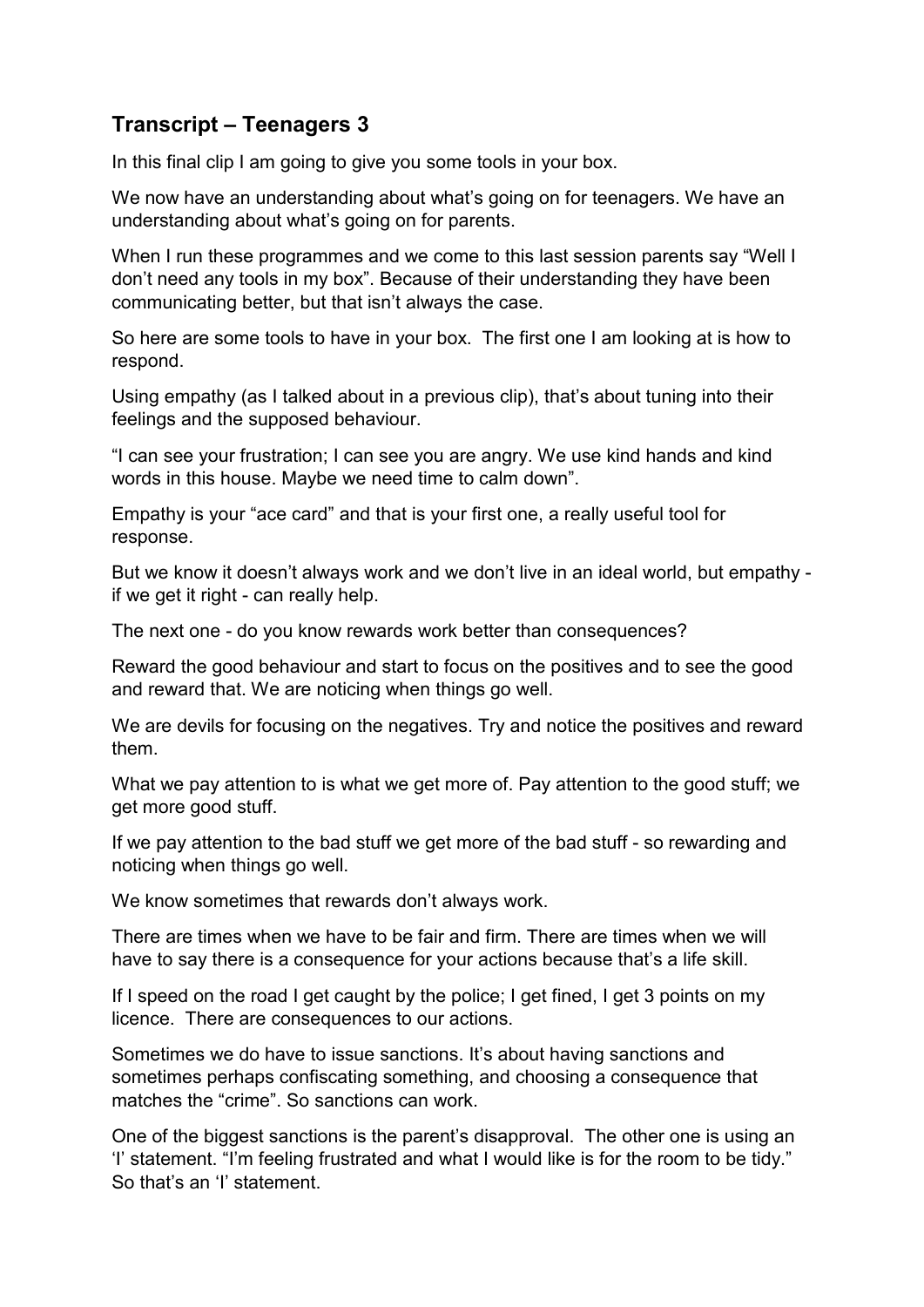## Transcript – Teenagers 3

In this final clip I am going to give you some tools in your box.

We now have an understanding about what's going on for teenagers. We have an understanding about what's going on for parents.

When I run these programmes and we come to this last session parents say "Well I don't need any tools in my box". Because of their understanding they have been communicating better, but that isn't always the case.

So here are some tools to have in your box. The first one I am looking at is how to respond.

Using empathy (as I talked about in a previous clip), that's about tuning into their feelings and the supposed behaviour.

"I can see your frustration; I can see you are angry. We use kind hands and kind words in this house. Maybe we need time to calm down".

Empathy is your "ace card" and that is your first one, a really useful tool for response.

But we know it doesn't always work and we don't live in an ideal world, but empathy - if we get it right - can really help.

The next one - do you know rewards work better than consequences?

Reward the good behaviour and start to focus on the positives and to see the good and reward that. We are noticing when things go well.

We are devils for focusing on the negatives. Try and notice the positives and reward them.

What we pay attention to is what we get more of. Pay attention to the good stuff; we get more good stuff.

If we pay attention to the bad stuff we get more of the bad stuff - so rewarding and noticing when things go well.

We know sometimes that rewards don't always work.

There are times when we have to be fair and firm. There are times when we will have to say there is a consequence for your actions because that's a life skill.

If I speed on the road I get caught by the police; I get fined, I get 3 points on my licence. There are consequences to our actions.

Sometimes we do have to issue sanctions. It's about having sanctions and sometimes perhaps confiscating something, and choosing a consequence that matches the "crime". So sanctions can work.

One of the biggest sanctions is the parent's disapproval. The other one is using an 'I' statement. "I'm feeling frustrated and what I would like is for the room to be tidy." So that's an 'I' statement.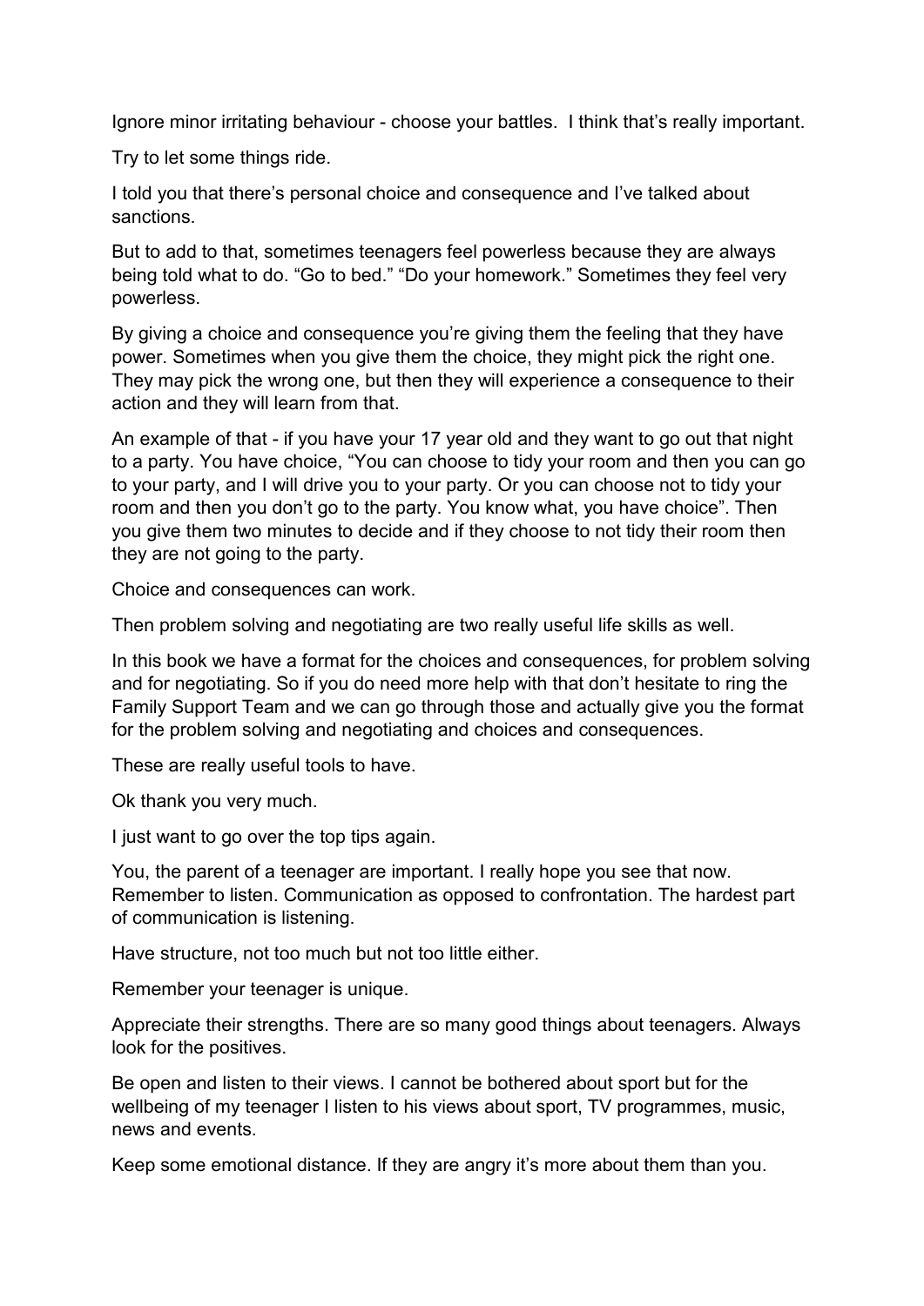Ignore minor irritating behaviour - choose your battles. I think that's really important.

Try to let some things ride.

I told you that there's personal choice and consequence and I've talked about sanctions.

But to add to that, sometimes teenagers feel powerless because they are always being told what to do. "Go to bed." "Do your homework." Sometimes they feel very powerless.

By giving a choice and consequence you're giving them the feeling that they have power. Sometimes when you give them the choice, they might pick the right one. They may pick the wrong one, but then they will experience a consequence to their action and they will learn from that.

An example of that - if you have your 17 year old and they want to go out that night to a party. You have choice, "You can choose to tidy your room and then you can go to your party, and I will drive you to your party. Or you can choose not to tidy your room and then you don't go to the party. You know what, you have choice". Then you give them two minutes to decide and if they choose to not tidy their room then they are not going to the party.

Choice and consequences can work.

Then problem solving and negotiating are two really useful life skills as well.

In this book we have a format for the choices and consequences, for problem solving and for negotiating. So if you do need more help with that don't hesitate to ring the Family Support Team and we can go through those and actually give you the format for the problem solving and negotiating and choices and consequences.

These are really useful tools to have.

Ok thank you very much.

I just want to go over the top tips again.

You, the parent of a teenager are important. I really hope you see that now. Remember to listen. Communication as opposed to confrontation. The hardest part of communication is listening.

Have structure, not too much but not too little either.

Remember your teenager is unique.

Appreciate their strengths. There are so many good things about teenagers. Always look for the positives.

Be open and listen to their views. I cannot be bothered about sport but for the wellbeing of my teenager I listen to his views about sport, TV programmes, music, news and events.

Keep some emotional distance. If they are angry it's more about them than you.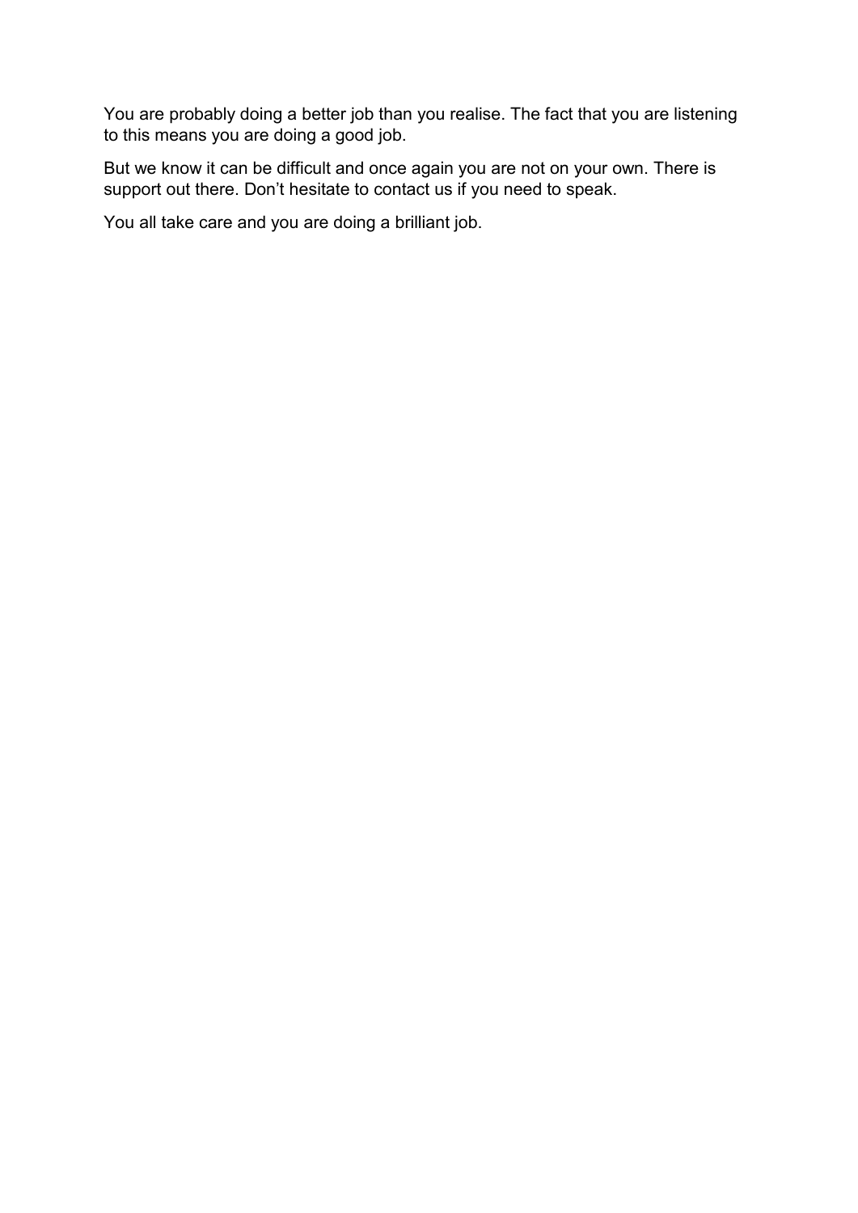You are probably doing a better job than you realise. The fact that you are listening to this means you are doing a good job.

But we know it can be difficult and once again you are not on your own. There is support out there. Don't hesitate to contact us if you need to speak.

You all take care and you are doing a brilliant job.